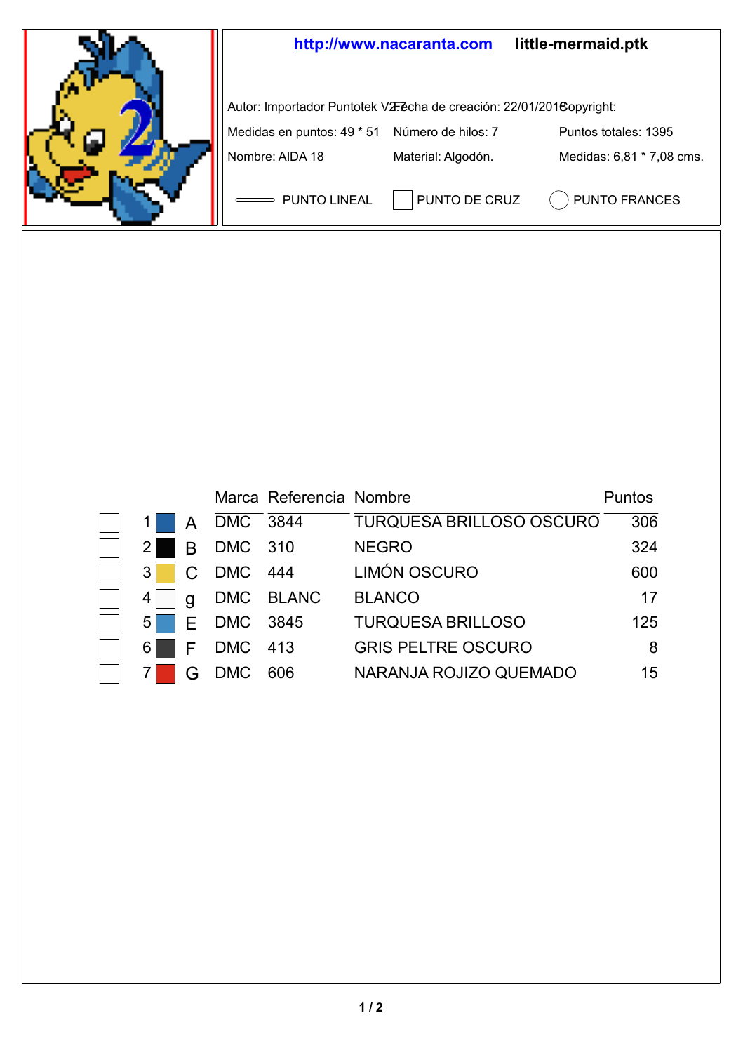http://www.nacaranta.com little-mermaid.ptk

Autor: Importador Puntotek V2.7 Fecha de creación: 22/01/2018 Copyright:

Medidas en puntos: 49 * 51 Número de hilos: 7 Puntos totales: 1395

Nombre: AIDA 18 Material: Algodón. Medidas: 6,81 * 7,08 cms.

PUNTO LINEAL PUNTO DE CRUZ PUNTO FRANCES

| | | Marca | Referencia | Nombre | Puntos |
|---|---|---|---|---|---|
| 1 | A | DMC | 3844 | TURQUESA BRILLOSO OSCURO | 306 |
| 2 | B | DMC | 310 | NEGRO | 324 |
| 3 | C | DMC | 444 | LIMÓN OSCURO | 600 |
| 4 | g | DMC | BLANC | BLANCO | 17 |
| 5 | E | DMC | 3845 | TURQUESA BRILLOSO | 125 |
| 6 | F | DMC | 413 | GRIS PELTRE OSCURO | 8 |
| 7 | G | DMC | 606 | NARANJA ROJIZO QUEMADO | 15 |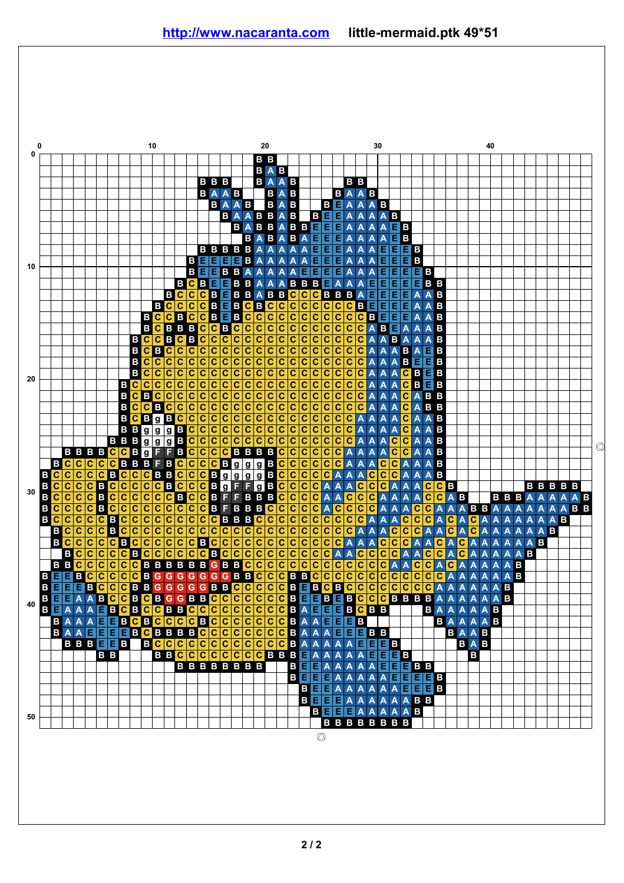http://www.nacaranta.com little-mermaid.ptk 49*51